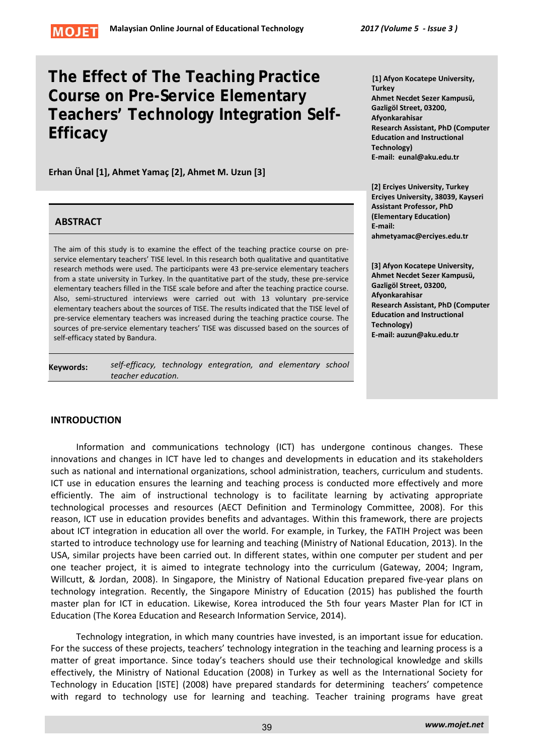# The Effect of The Teaching Practice Course on Pre-Service Elementary Teachers' Technology Integration Self-Efficacy

**Erhan Ünal [1], Ahmet Yamaç [2], Ahmet M. Uzun [3]**

**[1] Afyon Kocatepe University, Turkey**
**Ahmet Necdet Sezer Kampusü, Gazligöl Street, 03200, Afyonkarahisar**
**Research Assistant, PhD (Computer Education and Instructional Technology)**
**E-mail: eunal@aku.edu.tr**

**[2] Erciyes University, Turkey**
**Erciyes University, 38039, Kayseri**
**Assistant Professor, PhD (Elementary Education)**
**E-mail: ahmetyamac@erciyes.edu.tr**

**[3] Afyon Kocatepe University, Ahmet Necdet Sezer Kampusü, Gazligöl Street, 03200, Afyonkarahisar**
**Research Assistant, PhD (Computer Education and Instructional Technology)**
**E-mail: auzun@aku.edu.tr**

## ABSTRACT

The aim of this study is to examine the effect of the teaching practice course on pre-service elementary teachers' TISE level. In this research both qualitative and quantitative research methods were used. The participants were 43 pre-service elementary teachers from a state university in Turkey. In the quantitative part of the study, these pre-service elementary teachers filled in the TISE scale before and after the teaching practice course. Also, semi-structured interviews were carried out with 13 voluntary pre-service elementary teachers about the sources of TISE. The results indicated that the TISE level of pre-service elementary teachers was increased during the teaching practice course. The sources of pre-service elementary teachers' TISE was discussed based on the sources of self-efficacy stated by Bandura.

**Keywords:** *self-efficacy, technology entegration, and elementary school teacher education.*

## INTRODUCTION

Information and communications technology (ICT) has undergone continous changes. These innovations and changes in ICT have led to changes and developments in education and its stakeholders such as national and international organizations, school administration, teachers, curriculum and students. ICT use in education ensures the learning and teaching process is conducted more effectively and more efficiently. The aim of instructional technology is to facilitate learning by activating appropriate technological processes and resources (AECT Definition and Terminology Committee, 2008). For this reason, ICT use in education provides benefits and advantages. Within this framework, there are projects about ICT integration in education all over the world. For example, in Turkey, the FATIH Project was been started to introduce technology use for learning and teaching (Ministry of National Education, 2013). In the USA, similar projects have been carried out. In different states, within one computer per student and per one teacher project, it is aimed to integrate technology into the curriculum (Gateway, 2004; Ingram, Willcutt, & Jordan, 2008). In Singapore, the Ministry of National Education prepared five-year plans on technology integration. Recently, the Singapore Ministry of Education (2015) has published the fourth master plan for ICT in education. Likewise, Korea introduced the 5th four years Master Plan for ICT in Education (The Korea Education and Research Information Service, 2014).

Technology integration, in which many countries have invested, is an important issue for education. For the success of these projects, teachers' technology integration in the teaching and learning process is a matter of great importance. Since today's teachers should use their technological knowledge and skills effectively, the Ministry of National Education (2008) in Turkey as well as the International Society for Technology in Education [ISTE] (2008) have prepared standards for determining teachers' competence with regard to technology use for learning and teaching. Teacher training programs have great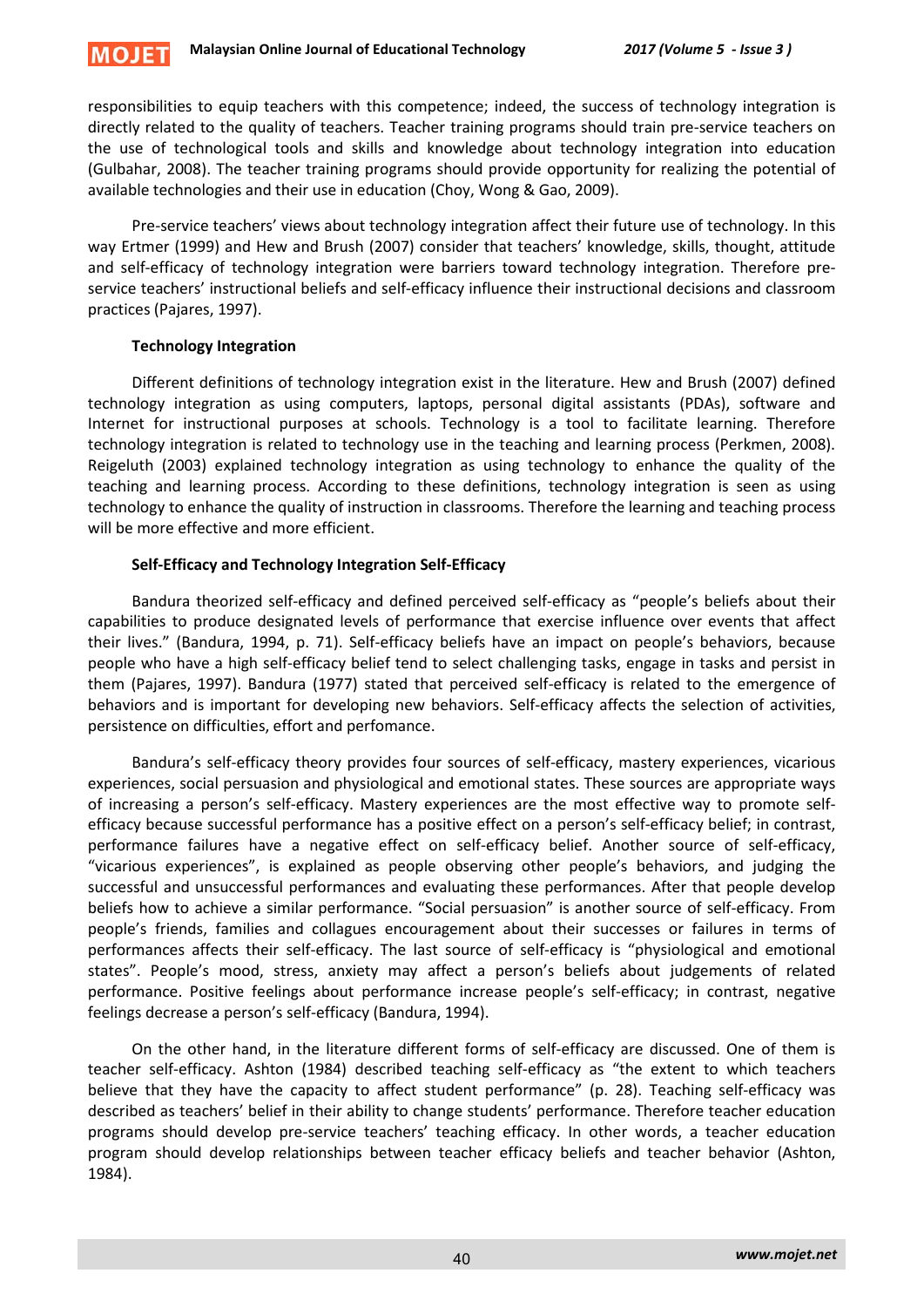responsibilities to equip teachers with this competence; indeed, the success of technology integration is directly related to the quality of teachers. Teacher training programs should train pre-service teachers on the use of technological tools and skills and knowledge about technology integration into education (Gulbahar, 2008). The teacher training programs should provide opportunity for realizing the potential of available technologies and their use in education (Choy, Wong & Gao, 2009).

Pre-service teachers' views about technology integration affect their future use of technology. In this way Ertmer (1999) and Hew and Brush (2007) consider that teachers' knowledge, skills, thought, attitude and self-efficacy of technology integration were barriers toward technology integration. Therefore pre-service teachers' instructional beliefs and self-efficacy influence their instructional decisions and classroom practices (Pajares, 1997).

### Technology Integration

Different definitions of technology integration exist in the literature. Hew and Brush (2007) defined technology integration as using computers, laptops, personal digital assistants (PDAs), software and Internet for instructional purposes at schools. Technology is a tool to facilitate learning. Therefore technology integration is related to technology use in the teaching and learning process (Perkmen, 2008). Reigeluth (2003) explained technology integration as using technology to enhance the quality of the teaching and learning process. According to these definitions, technology integration is seen as using technology to enhance the quality of instruction in classrooms. Therefore the learning and teaching process will be more effective and more efficient.

### Self-Efficacy and Technology Integration Self-Efficacy

Bandura theorized self-efficacy and defined perceived self-efficacy as "people's beliefs about their capabilities to produce designated levels of performance that exercise influence over events that affect their lives." (Bandura, 1994, p. 71). Self-efficacy beliefs have an impact on people's behaviors, because people who have a high self-efficacy belief tend to select challenging tasks, engage in tasks and persist in them (Pajares, 1997). Bandura (1977) stated that perceived self-efficacy is related to the emergence of behaviors and is important for developing new behaviors. Self-efficacy affects the selection of activities, persistence on difficulties, effort and perfomance.

Bandura's self-efficacy theory provides four sources of self-efficacy, mastery experiences, vicarious experiences, social persuasion and physiological and emotional states. These sources are appropriate ways of increasing a person's self-efficacy. Mastery experiences are the most effective way to promote self-efficacy because successful performance has a positive effect on a person's self-efficacy belief; in contrast, performance failures have a negative effect on self-efficacy belief. Another source of self-efficacy, "vicarious experiences", is explained as people observing other people's behaviors, and judging the successful and unsuccessful performances and evaluating these performances. After that people develop beliefs how to achieve a similar performance. "Social persuasion" is another source of self-efficacy. From people's friends, families and collagues encouragement about their successes or failures in terms of performances affects their self-efficacy. The last source of self-efficacy is "physiological and emotional states". People's mood, stress, anxiety may affect a person's beliefs about judgements of related performance. Positive feelings about performance increase people's self-efficacy; in contrast, negative feelings decrease a person's self-efficacy (Bandura, 1994).

On the other hand, in the literature different forms of self-efficacy are discussed. One of them is teacher self-efficacy. Ashton (1984) described teaching self-efficacy as "the extent to which teachers believe that they have the capacity to affect student performance" (p. 28). Teaching self-efficacy was described as teachers' belief in their ability to change students' performance. Therefore teacher education programs should develop pre-service teachers' teaching efficacy. In other words, a teacher education program should develop relationships between teacher efficacy beliefs and teacher behavior (Ashton, 1984).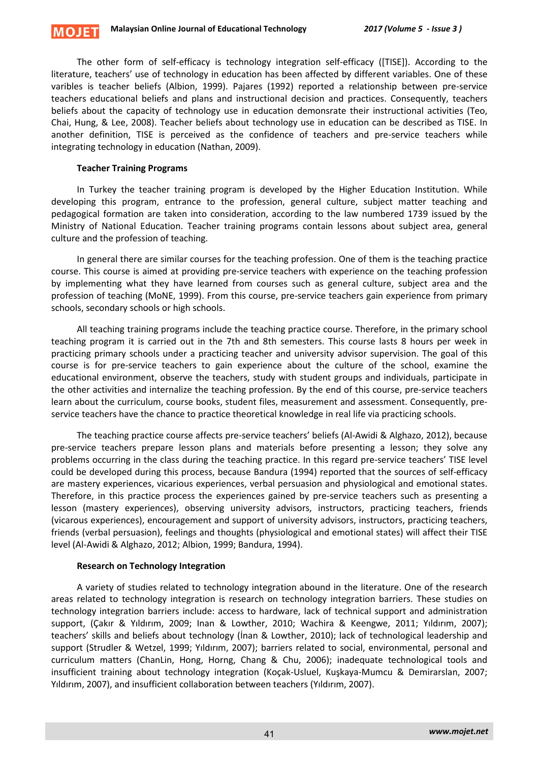The other form of self-efficacy is technology integration self-efficacy ([TISE]). According to the literature, teachers' use of technology in education has been affected by different variables. One of these varibles is teacher beliefs (Albion, 1999). Pajares (1992) reported a relationship between pre-service teachers educational beliefs and plans and instructional decision and practices. Consequently, teachers beliefs about the capacity of technology use in education demonsrate their instructional activities (Teo, Chai, Hung, & Lee, 2008). Teacher beliefs about technology use in education can be described as TISE. In another definition, TISE is perceived as the confidence of teachers and pre-service teachers while integrating technology in education (Nathan, 2009).

### Teacher Training Programs

In Turkey the teacher training program is developed by the Higher Education Institution. While developing this program, entrance to the profession, general culture, subject matter teaching and pedagogical formation are taken into consideration, according to the law numbered 1739 issued by the Ministry of National Education. Teacher training programs contain lessons about subject area, general culture and the profession of teaching.

In general there are similar courses for the teaching profession. One of them is the teaching practice course. This course is aimed at providing pre-service teachers with experience on the teaching profession by implementing what they have learned from courses such as general culture, subject area and the profession of teaching (MoNE, 1999). From this course, pre-service teachers gain experience from primary schools, secondary schools or high schools.

All teaching training programs include the teaching practice course. Therefore, in the primary school teaching program it is carried out in the 7th and 8th semesters. This course lasts 8 hours per week in practicing primary schools under a practicing teacher and university advisor supervision. The goal of this course is for pre-service teachers to gain experience about the culture of the school, examine the educational environment, observe the teachers, study with student groups and individuals, participate in the other activities and internalize the teaching profession. By the end of this course, pre-service teachers learn about the curriculum, course books, student files, measurement and assessment. Consequently, pre-service teachers have the chance to practice theoretical knowledge in real life via practicing schools.

The teaching practice course affects pre-service teachers' beliefs (Al-Awidi & Alghazo, 2012), because pre-service teachers prepare lesson plans and materials before presenting a lesson; they solve any problems occurring in the class during the teaching practice. In this regard pre-service teachers' TISE level could be developed during this process, because Bandura (1994) reported that the sources of self-efficacy are mastery experiences, vicarious experiences, verbal persuasion and physiological and emotional states. Therefore, in this practice process the experiences gained by pre-service teachers such as presenting a lesson (mastery experiences), observing university advisors, instructors, practicing teachers, friends (vicarous experiences), encouragement and support of university advisors, instructors, practicing teachers, friends (verbal persuasion), feelings and thoughts (physiological and emotional states) will affect their TISE level (Al-Awidi & Alghazo, 2012; Albion, 1999; Bandura, 1994).

### Research on Technology Integration

A variety of studies related to technology integration abound in the literature. One of the research areas related to technology integration is research on technology integration barriers. These studies on technology integration barriers include: access to hardware, lack of technical support and administration support, (Çakır & Yıldırım, 2009; Inan & Lowther, 2010; Wachira & Keengwe, 2011; Yıldırım, 2007); teachers' skills and beliefs about technology (İnan & Lowther, 2010); lack of technological leadership and support (Strudler & Wetzel, 1999; Yıldırım, 2007); barriers related to social, environmental, personal and curriculum matters (ChanLin, Hong, Horng, Chang & Chu, 2006); inadequate technological tools and insufficient training about technology integration (Koçak-Usluel, Kuşkaya-Mumcu & Demirarslan, 2007; Yıldırım, 2007), and insufficient collaboration between teachers (Yıldırım, 2007).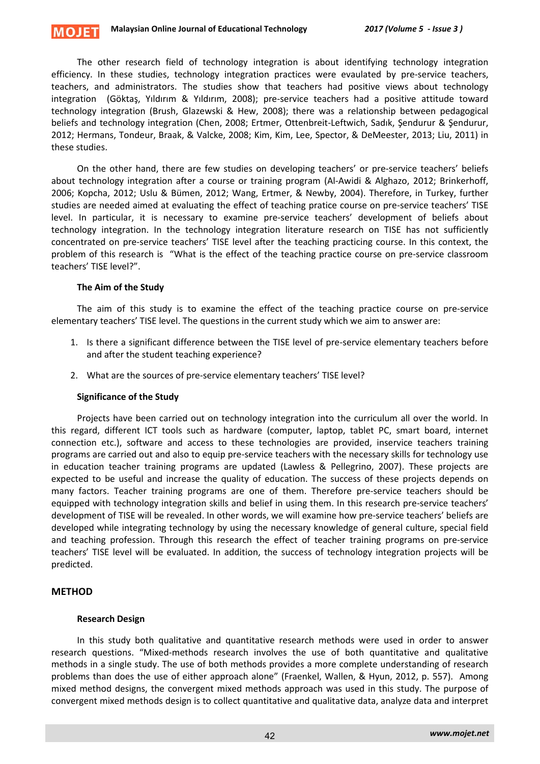The other research field of technology integration is about identifying technology integration efficiency. In these studies, technology integration practices were evalutated by pre-service teachers, teachers, and administrators. The studies show that teachers had positive views about technology integration (Göktaş, Yıldırım & Yıldırım, 2008); pre-service teachers had a positive attitude toward technology integration (Brush, Glazewski & Hew, 2008); there was a relationship between pedagogical beliefs and technology integration (Chen, 2008; Ertmer, Ottenbreit-Leftwich, Sadık, Şendurur & Şendurur, 2012; Hermans, Tondeur, Braak, & Valcke, 2008; Kim, Kim, Lee, Spector, & DeMeester, 2013; Liu, 2011) in these studies.

On the other hand, there are few studies on developing teachers' or pre-service teachers' beliefs about technology integration after a course or training program (Al-Awidi & Alghazo, 2012; Brinkerhoff, 2006; Kopcha, 2012; Uslu & Bümen, 2012; Wang, Ertmer, & Newby, 2004). Therefore, in Turkey, further studies are needed aimed at evaluating the effect of teaching pratice course on pre-service teachers' TISE level. In particular, it is necessary to examine pre-service teachers' development of beliefs about technology integration. In the technology integration literature research on TISE has not sufficiently concentrated on pre-service teachers' TISE level after the teaching practicing course. In this context, the problem of this research is "What is the effect of the teaching practice course on pre-service classroom teachers' TISE level?".

### The Aim of the Study

The aim of this study is to examine the effect of the teaching practice course on pre-service elementary teachers' TISE level. The questions in the current study which we aim to answer are:

1. Is there a significant difference between the TISE level of pre-service elementary teachers before and after the student teaching experience?
2. What are the sources of pre-service elementary teachers' TISE level?

### Significance of the Study

Projects have been carried out on technology integration into the curriculum all over the world. In this regard, different ICT tools such as hardware (computer, laptop, tablet PC, smart board, internet connection etc.), software and access to these technologies are provided, inservice teachers training programs are carried out and also to equip pre-service teachers with the necessary skills for technology use in education teacher training programs are updated (Lawless & Pellegrino, 2007). These projects are expected to be useful and increase the quality of education. The success of these projects depends on many factors. Teacher training programs are one of them. Therefore pre-service teachers should be equipped with technology integration skills and belief in using them. In this research pre-service teachers' development of TISE will be revealed. In other words, we will examine how pre-service teachers' beliefs are developed while integrating technology by using the necessary knowledge of general culture, special field and teaching profession. Through this research the effect of teacher training programs on pre-service teachers' TISE level will be evaluated. In addition, the success of technology integration projects will be predicted.

## METHOD

### Research Design

In this study both qualitative and quantitative research methods were used in order to answer research questions. "Mixed-methods research involves the use of both quantitative and qualitative methods in a single study. The use of both methods provides a more complete understanding of research problems than does the use of either approach alone" (Fraenkel, Wallen, & Hyun, 2012, p. 557). Among mixed method designs, the convergent mixed methods approach was used in this study. The purpose of convergent mixed methods design is to collect quantitative and qualitative data, analyze data and interpret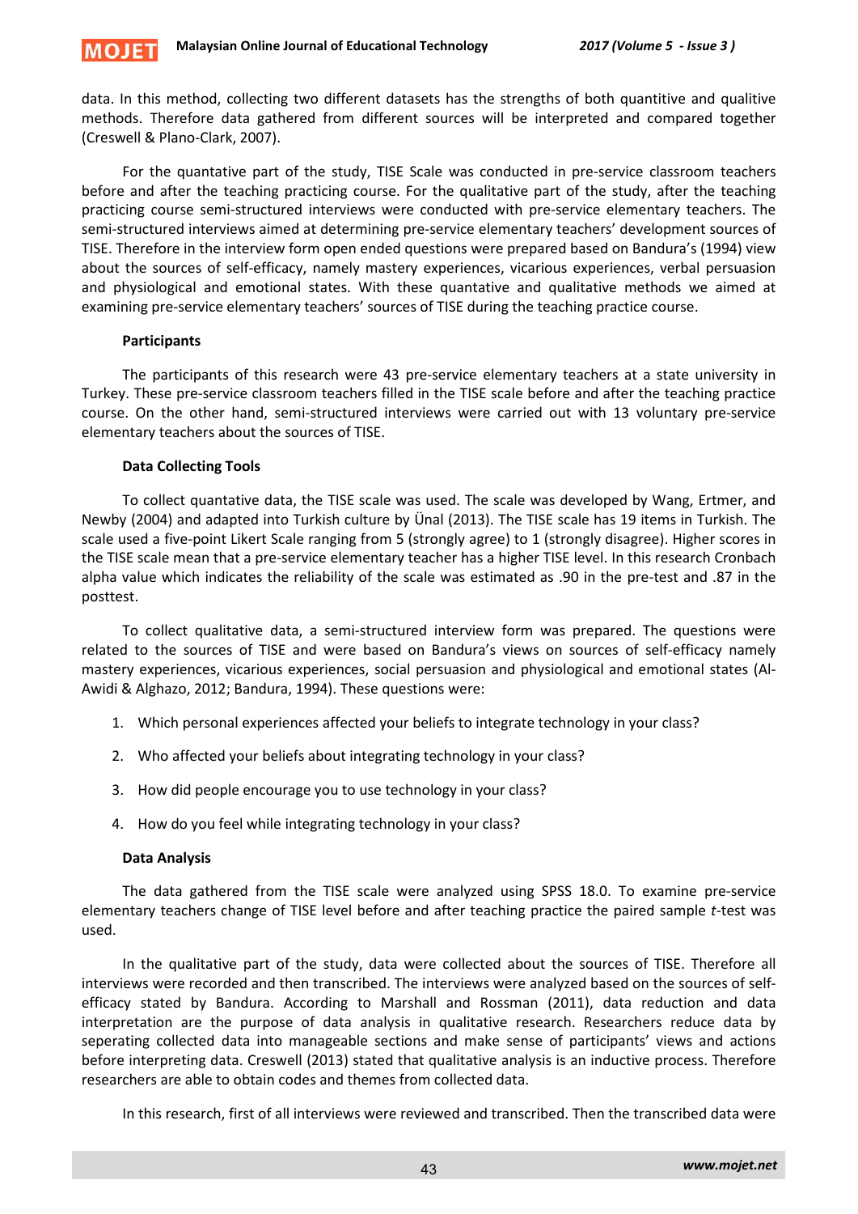data. In this method, collecting two different datasets has the strengths of both quantitive and qualitive methods. Therefore data gathered from different sources will be interpreted and compared together (Creswell & Plano-Clark, 2007).

For the quantative part of the study, TISE Scale was conducted in pre-service classroom teachers before and after the teaching practicing course. For the qualitative part of the study, after the teaching practicing course semi-structured interviews were conducted with pre-service elementary teachers. The semi-structured interviews aimed at determining pre-service elementary teachers' development sources of TISE. Therefore in the interview form open ended questions were prepared based on Bandura's (1994) view about the sources of self-efficacy, namely mastery experiences, vicarious experiences, verbal persuasion and physiological and emotional states. With these quantative and qualitative methods we aimed at examining pre-service elementary teachers' sources of TISE during the teaching practice course.

### Participants

The participants of this research were 43 pre-service elementary teachers at a state university in Turkey. These pre-service classroom teachers filled in the TISE scale before and after the teaching practice course. On the other hand, semi-structured interviews were carried out with 13 voluntary pre-service elementary teachers about the sources of TISE.

### Data Collecting Tools

To collect quantative data, the TISE scale was used. The scale was developed by Wang, Ertmer, and Newby (2004) and adapted into Turkish culture by Ünal (2013). The TISE scale has 19 items in Turkish. The scale used a five-point Likert Scale ranging from 5 (strongly agree) to 1 (strongly disagree). Higher scores in the TISE scale mean that a pre-service elementary teacher has a higher TISE level. In this research Cronbach alpha value which indicates the reliability of the scale was estimated as .90 in the pre-test and .87 in the posttest.

To collect qualitative data, a semi-structured interview form was prepared. The questions were related to the sources of TISE and were based on Bandura's views on sources of self-efficacy namely mastery experiences, vicarious experiences, social persuasion and physiological and emotional states (Al-Awidi & Alghazo, 2012; Bandura, 1994). These questions were:

1. Which personal experiences affected your beliefs to integrate technology in your class?
2. Who affected your beliefs about integrating technology in your class?
3. How did people encourage you to use technology in your class?
4. How do you feel while integrating technology in your class?

### Data Analysis

The data gathered from the TISE scale were analyzed using SPSS 18.0. To examine pre-service elementary teachers change of TISE level before and after teaching practice the paired sample *t*-test was used.

In the qualitative part of the study, data were collected about the sources of TISE. Therefore all interviews were recorded and then transcribed. The interviews were analyzed based on the sources of self-efficacy stated by Bandura. According to Marshall and Rossman (2011), data reduction and data interpretation are the purpose of data analysis in qualitative research. Researchers reduce data by seperating collected data into manageable sections and make sense of participants' views and actions before interpreting data. Creswell (2013) stated that qualitative analysis is an inductive process. Therefore researchers are able to obtain codes and themes from collected data.

In this research, first of all interviews were reviewed and transcribed. Then the transcribed data were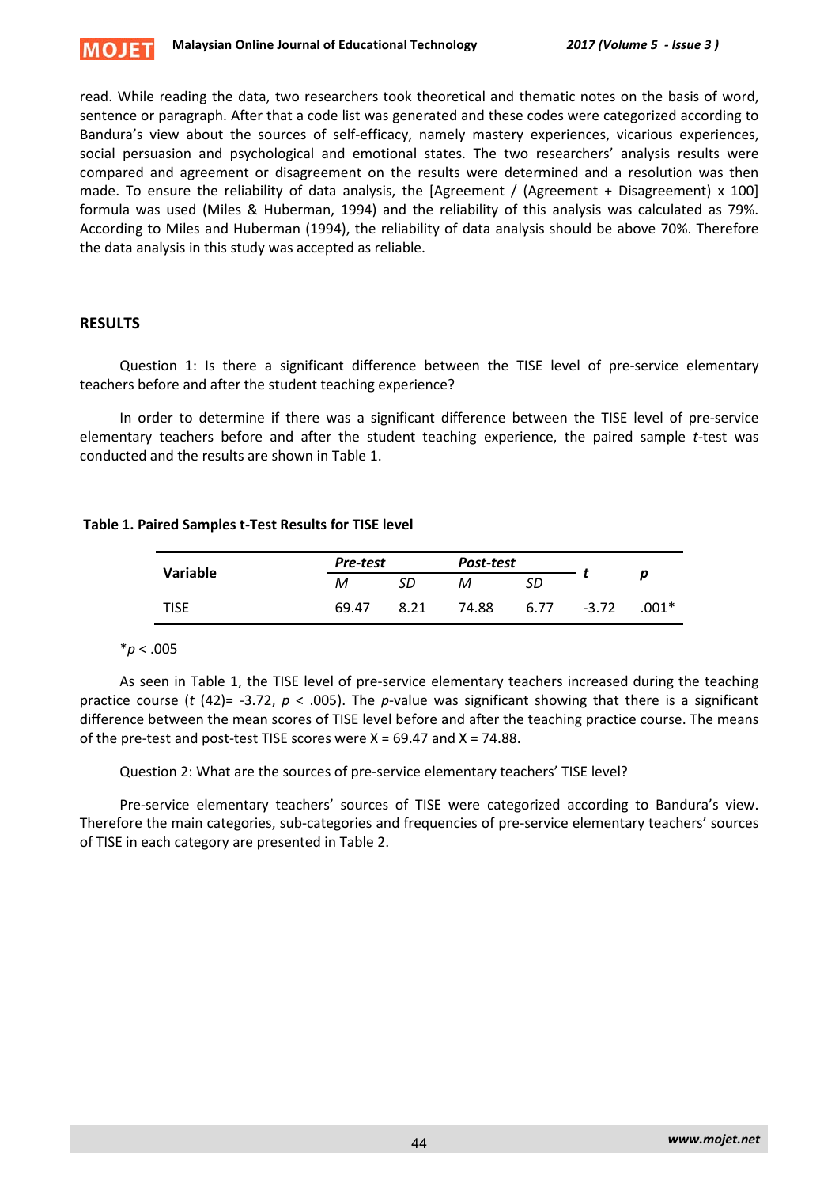read. While reading the data, two researchers took theoretical and thematic notes on the basis of word, sentence or paragraph. After that a code list was generated and these codes were categorized according to Bandura's view about the sources of self-efficacy, namely mastery experiences, vicarious experiences, social persuasion and psychological and emotional states. The two researchers' analysis results were compared and agreement or disagreement on the results were determined and a resolution was then made. To ensure the reliability of data analysis, the [Agreement / (Agreement + Disagreement) x 100] formula was used (Miles & Huberman, 1994) and the reliability of this analysis was calculated as 79%. According to Miles and Huberman (1994), the reliability of data analysis should be above 70%. Therefore the data analysis in this study was accepted as reliable.

## RESULTS

Question 1: Is there a significant difference between the TISE level of pre-service elementary teachers before and after the student teaching experience?

In order to determine if there was a significant difference between the TISE level of pre-service elementary teachers before and after the student teaching experience, the paired sample *t*-test was conducted and the results are shown in Table 1.

**Table 1. Paired Samples t-Test Results for TISE level**

| **Variable** | ***Pre-test*** | | ***Post-test*** | | ***t*** | ***p*** |
|---|---|---|---|---|---|---|
| | *M* | *SD* | *M* | *SD* | | |
| TISE | 69.47 | 8.21 | 74.88 | 6.77 | -3.72 | .001* |

*$p < .005$

As seen in Table 1, the TISE level of pre-service elementary teachers increased during the teaching practice course ($t$ (42)= -3.72, $p < .005$). The $p$-value was significant showing that there is a significant difference between the mean scores of TISE level before and after the teaching practice course. The means of the pre-test and post-test TISE scores were X = 69.47 and X = 74.88.

Question 2: What are the sources of pre-service elementary teachers' TISE level?

Pre-service elementary teachers' sources of TISE were categorized according to Bandura's view. Therefore the main categories, sub-categories and frequencies of pre-service elementary teachers' sources of TISE in each category are presented in Table 2.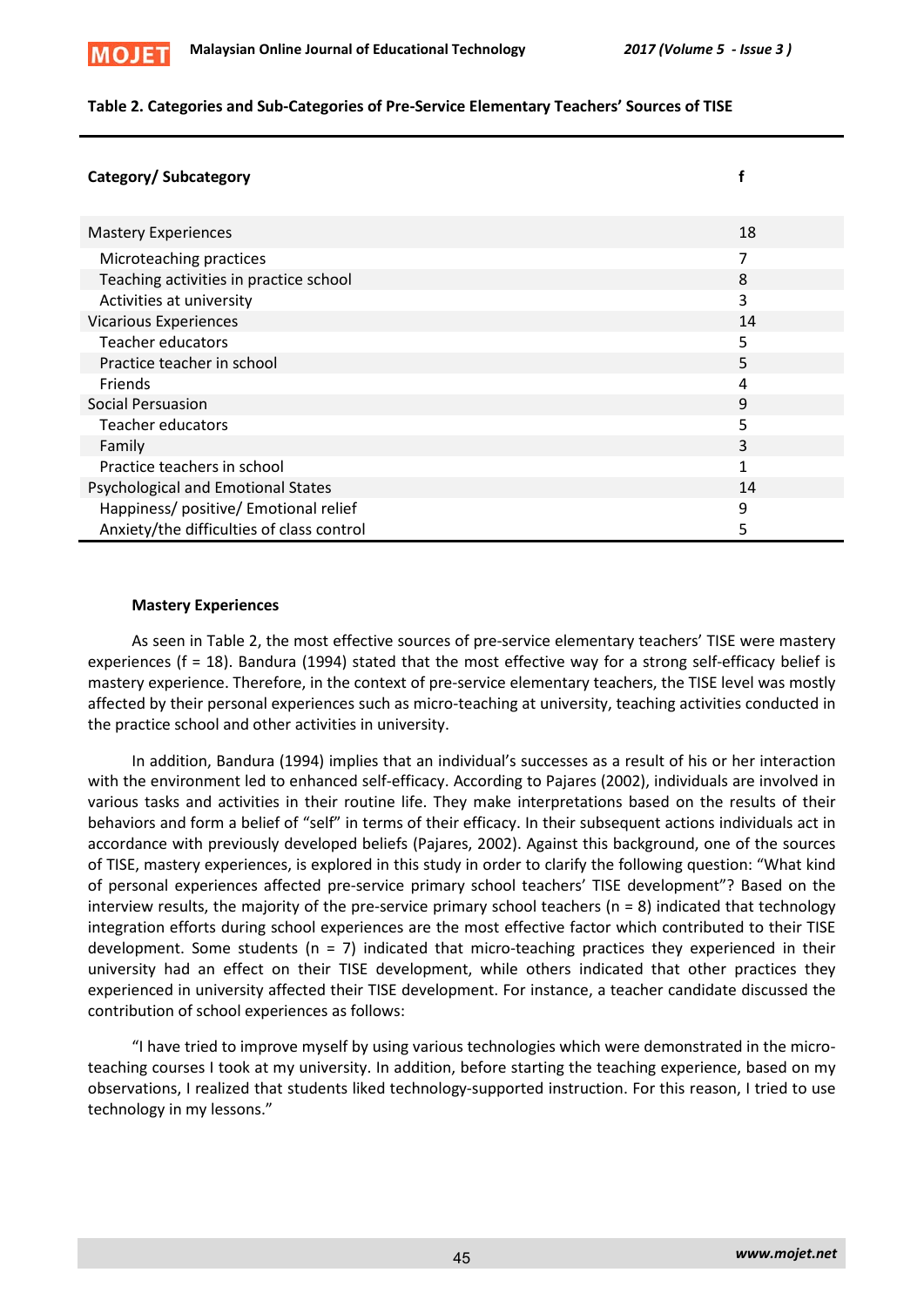**Table 2. Categories and Sub-Categories of Pre-Service Elementary Teachers' Sources of TISE**

| Category/ Subcategory | f |
|---|---|
| Mastery Experiences | 18 |
| Microteaching practices | 7 |
| Teaching activities in practice school | 8 |
| Activities at university | 3 |
| Vicarious Experiences | 14 |
| Teacher educators | 5 |
| Practice teacher in school | 5 |
| Friends | 4 |
| Social Persuasion | 9 |
| Teacher educators | 5 |
| Family | 3 |
| Practice teachers in school | 1 |
| Psychological and Emotional States | 14 |
| Happiness/ positive/ Emotional relief | 9 |
| Anxiety/the difficulties of class control | 5 |

**Mastery Experiences**

As seen in Table 2, the most effective sources of pre-service elementary teachers' TISE were mastery experiences (f = 18). Bandura (1994) stated that the most effective way for a strong self-efficacy belief is mastery experience. Therefore, in the context of pre-service elementary teachers, the TISE level was mostly affected by their personal experiences such as micro-teaching at university, teaching activities conducted in the practice school and other activities in university.

In addition, Bandura (1994) implies that an individual's successes as a result of his or her interaction with the environment led to enhanced self-efficacy. According to Pajares (2002), individuals are involved in various tasks and activities in their routine life. They make interpretations based on the results of their behaviors and form a belief of "self" in terms of their efficacy. In their subsequent actions individuals act in accordance with previously developed beliefs (Pajares, 2002). Against this background, one of the sources of TISE, mastery experiences, is explored in this study in order to clarify the following question: "What kind of personal experiences affected pre-service primary school teachers' TISE development"? Based on the interview results, the majority of the pre-service primary school teachers (n = 8) indicated that technology integration efforts during school experiences are the most effective factor which contributed to their TISE development. Some students (n = 7) indicated that micro-teaching practices they experienced in their university had an effect on their TISE development, while others indicated that other practices they experienced in university affected their TISE development. For instance, a teacher candidate discussed the contribution of school experiences as follows:

"I have tried to improve myself by using various technologies which were demonstrated in the micro-teaching courses I took at my university. In addition, before starting the teaching experience, based on my observations, I realized that students liked technology-supported instruction. For this reason, I tried to use technology in my lessons."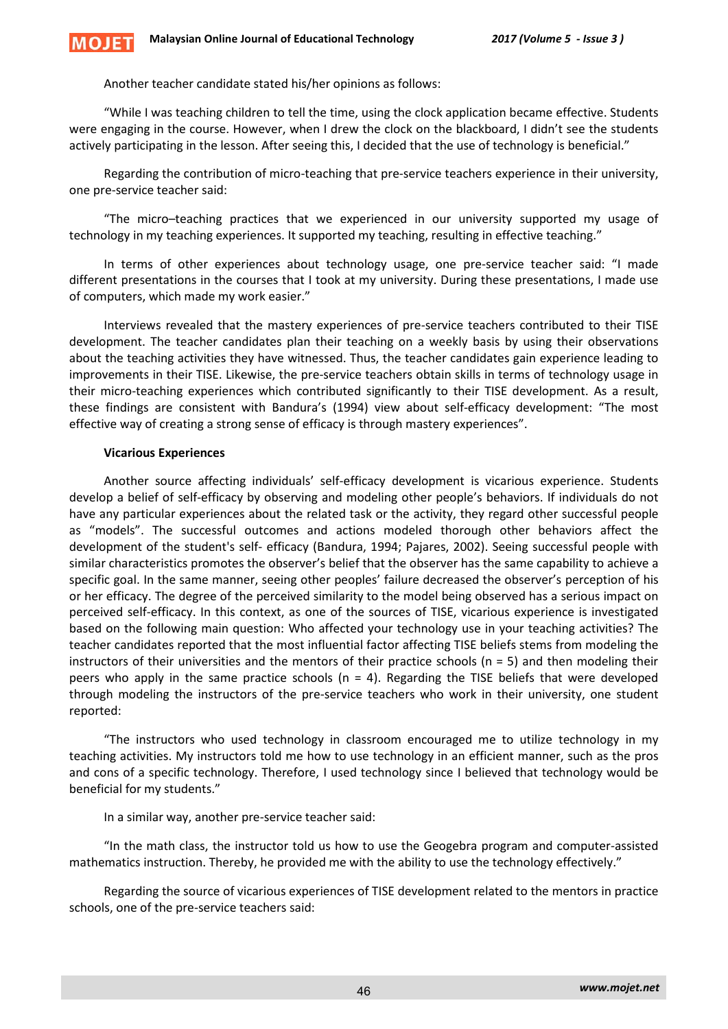Another teacher candidate stated his/her opinions as follows:

"While I was teaching children to tell the time, using the clock application became effective. Students were engaging in the course. However, when I drew the clock on the blackboard, I didn't see the students actively participating in the lesson. After seeing this, I decided that the use of technology is beneficial."

Regarding the contribution of micro-teaching that pre-service teachers experience in their university, one pre-service teacher said:

"The micro–teaching practices that we experienced in our university supported my usage of technology in my teaching experiences. It supported my teaching, resulting in effective teaching."

In terms of other experiences about technology usage, one pre-service teacher said: "I made different presentations in the courses that I took at my university. During these presentations, I made use of computers, which made my work easier."

Interviews revealed that the mastery experiences of pre-service teachers contributed to their TISE development. The teacher candidates plan their teaching on a weekly basis by using their observations about the teaching activities they have witnessed. Thus, the teacher candidates gain experience leading to improvements in their TISE. Likewise, the pre-service teachers obtain skills in terms of technology usage in their micro-teaching experiences which contributed significantly to their TISE development. As a result, these findings are consistent with Bandura's (1994) view about self-efficacy development: "The most effective way of creating a strong sense of efficacy is through mastery experiences".

**Vicarious Experiences**

Another source affecting individuals' self-efficacy development is vicarious experience. Students develop a belief of self-efficacy by observing and modeling other people's behaviors. If individuals do not have any particular experiences about the related task or the activity, they regard other successful people as "models". The successful outcomes and actions modeled thorough other behaviors affect the development of the student's self- efficacy (Bandura, 1994; Pajares, 2002). Seeing successful people with similar characteristics promotes the observer's belief that the observer has the same capability to achieve a specific goal. In the same manner, seeing other peoples' failure decreased the observer's perception of his or her efficacy. The degree of the perceived similarity to the model being observed has a serious impact on perceived self-efficacy. In this context, as one of the sources of TISE, vicarious experience is investigated based on the following main question: Who affected your technology use in your teaching activities? The teacher candidates reported that the most influential factor affecting TISE beliefs stems from modeling the instructors of their universities and the mentors of their practice schools (n = 5) and then modeling their peers who apply in the same practice schools (n = 4). Regarding the TISE beliefs that were developed through modeling the instructors of the pre-service teachers who work in their university, one student reported:

"The instructors who used technology in classroom encouraged me to utilize technology in my teaching activities. My instructors told me how to use technology in an efficient manner, such as the pros and cons of a specific technology. Therefore, I used technology since I believed that technology would be beneficial for my students."

In a similar way, another pre-service teacher said:

"In the math class, the instructor told us how to use the Geogebra program and computer-assisted mathematics instruction. Thereby, he provided me with the ability to use the technology effectively."

Regarding the source of vicarious experiences of TISE development related to the mentors in practice schools, one of the pre-service teachers said: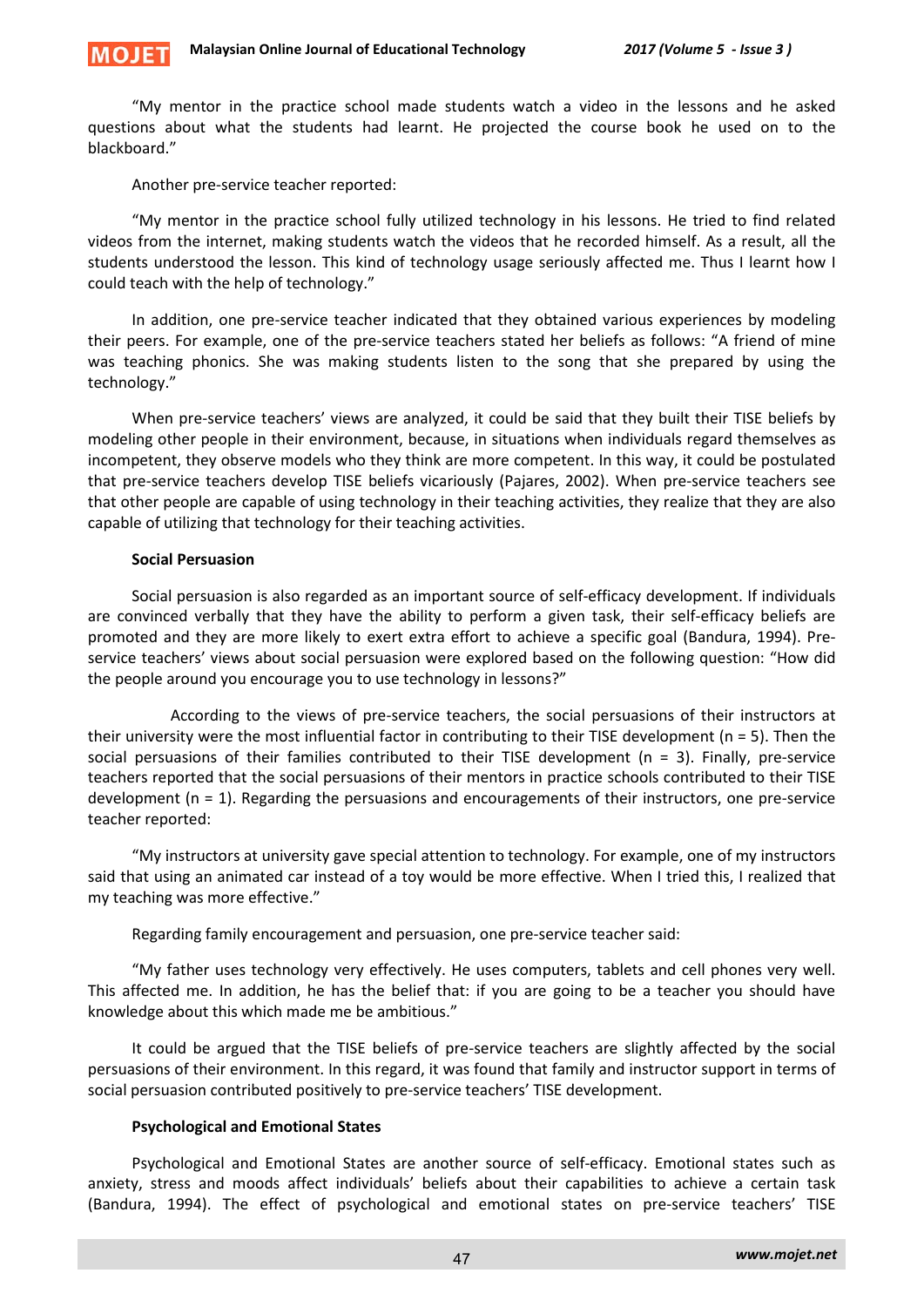"My mentor in the practice school made students watch a video in the lessons and he asked questions about what the students had learnt. He projected the course book he used on to the blackboard."

Another pre-service teacher reported:

"My mentor in the practice school fully utilized technology in his lessons. He tried to find related videos from the internet, making students watch the videos that he recorded himself. As a result, all the students understood the lesson. This kind of technology usage seriously affected me. Thus I learnt how I could teach with the help of technology."

In addition, one pre-service teacher indicated that they obtained various experiences by modeling their peers. For example, one of the pre-service teachers stated her beliefs as follows: "A friend of mine was teaching phonics. She was making students listen to the song that she prepared by using the technology."

When pre-service teachers' views are analyzed, it could be said that they built their TISE beliefs by modeling other people in their environment, because, in situations when individuals regard themselves as incompetent, they observe models who they think are more competent. In this way, it could be postulated that pre-service teachers develop TISE beliefs vicariously (Pajares, 2002). When pre-service teachers see that other people are capable of using technology in their teaching activities, they realize that they are also capable of utilizing that technology for their teaching activities.

**Social Persuasion**

Social persuasion is also regarded as an important source of self-efficacy development. If individuals are convinced verbally that they have the ability to perform a given task, their self-efficacy beliefs are promoted and they are more likely to exert extra effort to achieve a specific goal (Bandura, 1994). Pre-service teachers' views about social persuasion were explored based on the following question: "How did the people around you encourage you to use technology in lessons?"

According to the views of pre-service teachers, the social persuasions of their instructors at their university were the most influential factor in contributing to their TISE development (n = 5). Then the social persuasions of their families contributed to their TISE development (n = 3). Finally, pre-service teachers reported that the social persuasions of their mentors in practice schools contributed to their TISE development (n = 1). Regarding the persuasions and encouragements of their instructors, one pre-service teacher reported:

"My instructors at university gave special attention to technology. For example, one of my instructors said that using an animated car instead of a toy would be more effective. When I tried this, I realized that my teaching was more effective."

Regarding family encouragement and persuasion, one pre-service teacher said:

"My father uses technology very effectively. He uses computers, tablets and cell phones very well. This affected me. In addition, he has the belief that: if you are going to be a teacher you should have knowledge about this which made me be ambitious."

It could be argued that the TISE beliefs of pre-service teachers are slightly affected by the social persuasions of their environment. In this regard, it was found that family and instructor support in terms of social persuasion contributed positively to pre-service teachers' TISE development.

**Psychological and Emotional States**

Psychological and Emotional States are another source of self-efficacy. Emotional states such as anxiety, stress and moods affect individuals' beliefs about their capabilities to achieve a certain task (Bandura, 1994). The effect of psychological and emotional states on pre-service teachers' TISE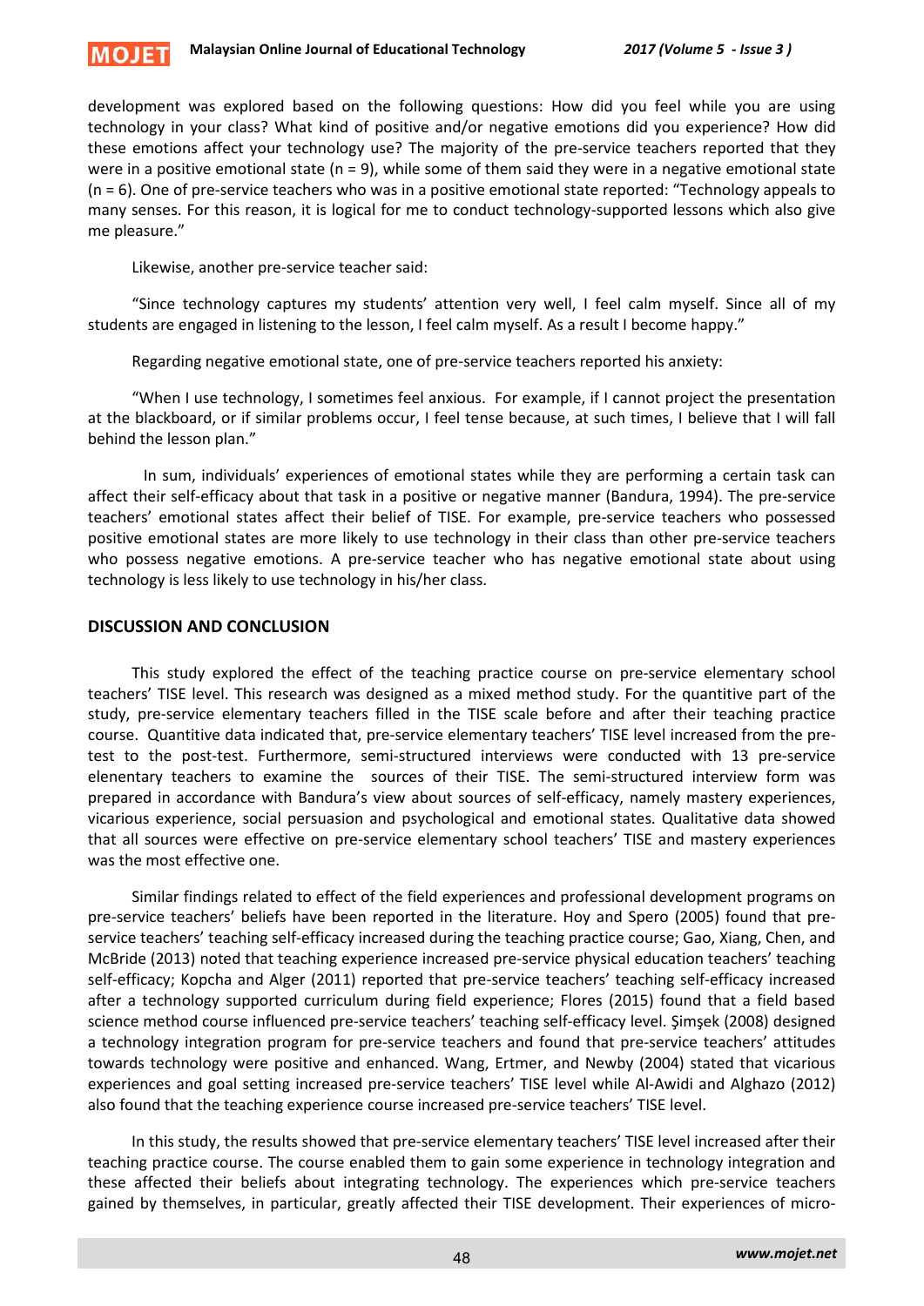development was explored based on the following questions: How did you feel while you are using technology in your class? What kind of positive and/or negative emotions did you experience? How did these emotions affect your technology use? The majority of the pre-service teachers reported that they were in a positive emotional state (n = 9), while some of them said they were in a negative emotional state (n = 6). One of pre-service teachers who was in a positive emotional state reported: "Technology appeals to many senses. For this reason, it is logical for me to conduct technology-supported lessons which also give me pleasure."

Likewise, another pre-service teacher said:

"Since technology captures my students' attention very well, I feel calm myself. Since all of my students are engaged in listening to the lesson, I feel calm myself. As a result I become happy."

Regarding negative emotional state, one of pre-service teachers reported his anxiety:

"When I use technology, I sometimes feel anxious. For example, if I cannot project the presentation at the blackboard, or if similar problems occur, I feel tense because, at such times, I believe that I will fall behind the lesson plan."

In sum, individuals' experiences of emotional states while they are performing a certain task can affect their self-efficacy about that task in a positive or negative manner (Bandura, 1994). The pre-service teachers' emotional states affect their belief of TISE. For example, pre-service teachers who possessed positive emotional states are more likely to use technology in their class than other pre-service teachers who possess negative emotions. A pre-service teacher who has negative emotional state about using technology is less likely to use technology in his/her class.

## DISCUSSION AND CONCLUSION

This study explored the effect of the teaching practice course on pre-service elementary school teachers' TISE level. This research was designed as a mixed method study. For the quantitive part of the study, pre-service elementary teachers filled in the TISE scale before and after their teaching practice course. Quantitive data indicated that, pre-service elementary teachers' TISE level increased from the pre-test to the post-test. Furthermore, semi-structured interviews were conducted with 13 pre-service elenentary teachers to examine the sources of their TISE. The semi-structured interview form was prepared in accordance with Bandura's view about sources of self-efficacy, namely mastery experiences, vicarious experience, social persuasion and psychological and emotional states. Qualitative data showed that all sources were effective on pre-service elementary school teachers' TISE and mastery experiences was the most effective one.

Similar findings related to effect of the field experiences and professional development programs on pre-service teachers' beliefs have been reported in the literature. Hoy and Spero (2005) found that pre-service teachers' teaching self-efficacy increased during the teaching practice course; Gao, Xiang, Chen, and McBride (2013) noted that teaching experience increased pre-service physical education teachers' teaching self-efficacy; Kopcha and Alger (2011) reported that pre-service teachers' teaching self-efficacy increased after a technology supported curriculum during field experience; Flores (2015) found that a field based science method course influenced pre-service teachers' teaching self-efficacy level. Şimşek (2008) designed a technology integration program for pre-service teachers and found that pre-service teachers' attitudes towards technology were positive and enhanced. Wang, Ertmer, and Newby (2004) stated that vicarious experiences and goal setting increased pre-service teachers' TISE level while Al-Awidi and Alghazo (2012) also found that the teaching experience course increased pre-service teachers' TISE level.

In this study, the results showed that pre-service elementary teachers' TISE level increased after their teaching practice course. The course enabled them to gain some experience in technology integration and these affected their beliefs about integrating technology. The experiences which pre-service teachers gained by themselves, in particular, greatly affected their TISE development. Their experiences of micro-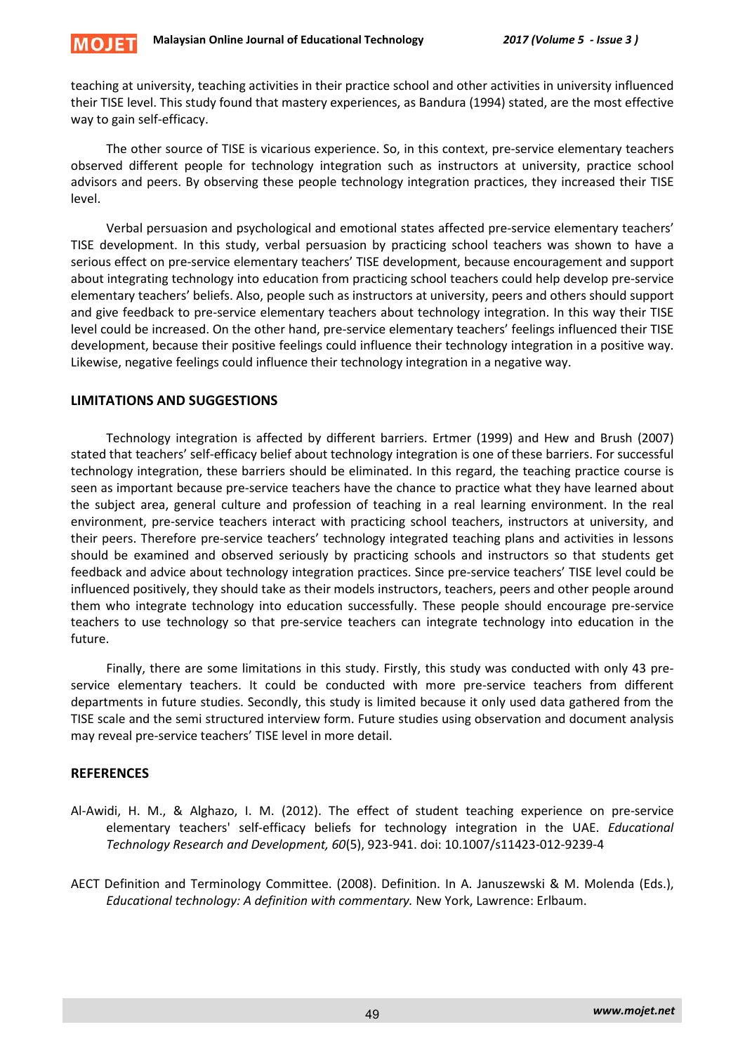teaching at university, teaching activities in their practice school and other activities in university influenced their TISE level. This study found that mastery experiences, as Bandura (1994) stated, are the most effective way to gain self-efficacy.

The other source of TISE is vicarious experience. So, in this context, pre-service elementary teachers observed different people for technology integration such as instructors at university, practice school advisors and peers. By observing these people technology integration practices, they increased their TISE level.

Verbal persuasion and psychological and emotional states affected pre-service elementary teachers' TISE development. In this study, verbal persuasion by practicing school teachers was shown to have a serious effect on pre-service elementary teachers' TISE development, because encouragement and support about integrating technology into education from practicing school teachers could help develop pre-service elementary teachers' beliefs. Also, people such as instructors at university, peers and others should support and give feedback to pre-service elementary teachers about technology integration. In this way their TISE level could be increased. On the other hand, pre-service elementary teachers' feelings influenced their TISE development, because their positive feelings could influence their technology integration in a positive way. Likewise, negative feelings could influence their technology integration in a negative way.

## LIMITATIONS AND SUGGESTIONS

Technology integration is affected by different barriers. Ertmer (1999) and Hew and Brush (2007) stated that teachers' self-efficacy belief about technology integration is one of these barriers. For successful technology integration, these barriers should be eliminated. In this regard, the teaching practice course is seen as important because pre-service teachers have the chance to practice what they have learned about the subject area, general culture and profession of teaching in a real learning environment. In the real environment, pre-service teachers interact with practicing school teachers, instructors at university, and their peers. Therefore pre-service teachers' technology integrated teaching plans and activities in lessons should be examined and observed seriously by practicing schools and instructors so that students get feedback and advice about technology integration practices. Since pre-service teachers' TISE level could be influenced positively, they should take as their models instructors, teachers, peers and other people around them who integrate technology into education successfully. These people should encourage pre-service teachers to use technology so that pre-service teachers can integrate technology into education in the future.

Finally, there are some limitations in this study. Firstly, this study was conducted with only 43 pre-service elementary teachers. It could be conducted with more pre-service teachers from different departments in future studies. Secondly, this study is limited because it only used data gathered from the TISE scale and the semi structured interview form. Future studies using observation and document analysis may reveal pre-service teachers' TISE level in more detail.

## REFERENCES

Al-Awidi, H. M., & Alghazo, I. M. (2012). The effect of student teaching experience on pre-service elementary teachers' self-efficacy beliefs for technology integration in the UAE. *Educational Technology Research and Development, 60*(5), 923-941. doi: 10.1007/s11423-012-9239-4

AECT Definition and Terminology Committee. (2008). Definition. In A. Januszewski & M. Molenda (Eds.), *Educational technology: A definition with commentary.* New York, Lawrence: Erlbaum.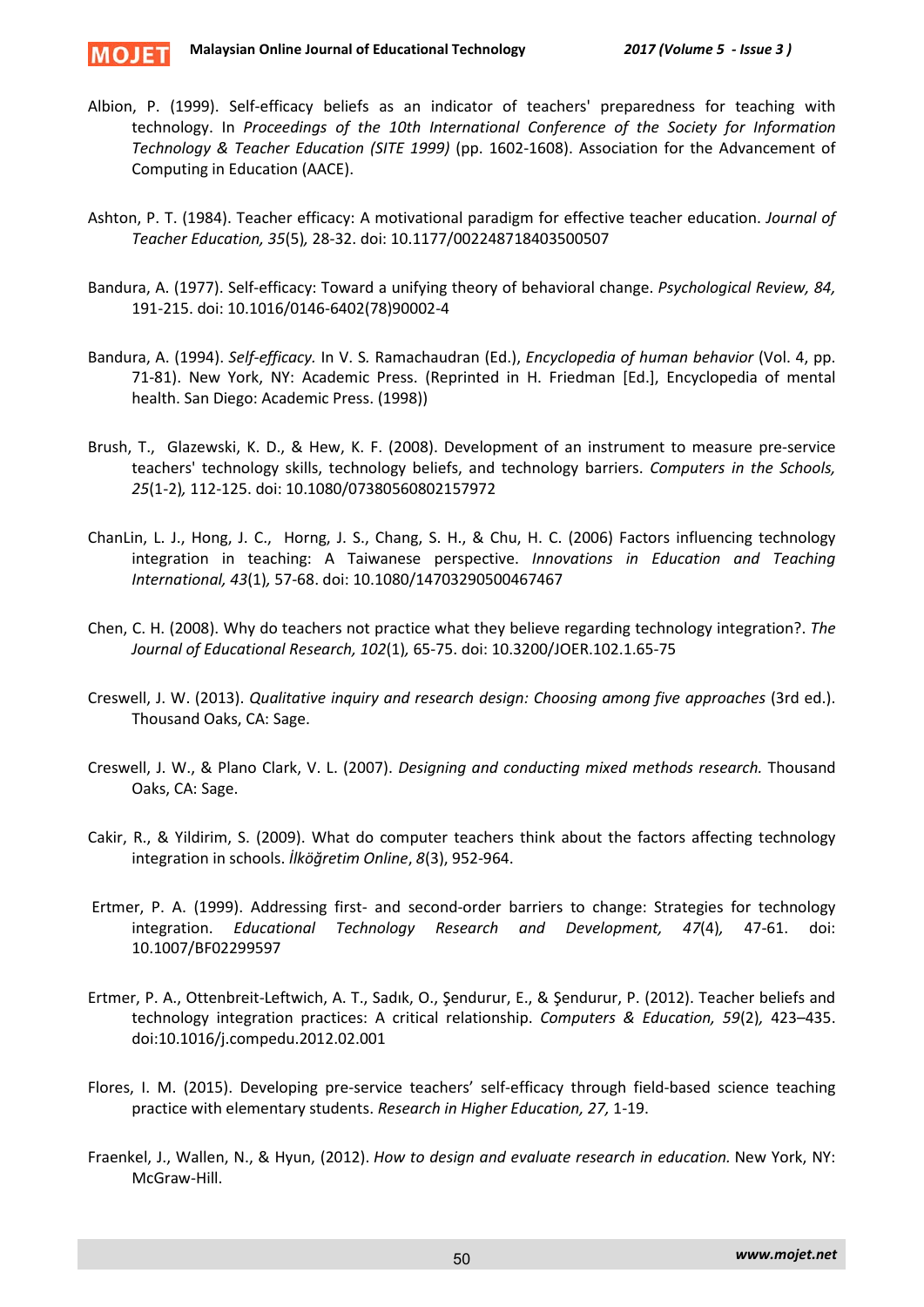Albion, P. (1999). Self-efficacy beliefs as an indicator of teachers' preparedness for teaching with technology. In *Proceedings of the 10th International Conference of the Society for Information Technology & Teacher Education (SITE 1999)* (pp. 1602-1608). Association for the Advancement of Computing in Education (AACE).

Ashton, P. T. (1984). Teacher efficacy: A motivational paradigm for effective teacher education. *Journal of Teacher Education, 35*(5)*,* 28-32. doi: 10.1177/002248718403500507

Bandura, A. (1977). Self-efficacy: Toward a unifying theory of behavioral change. *Psychological Review, 84,* 191-215. doi: 10.1016/0146-6402(78)90002-4

Bandura, A. (1994). *Self-efficacy.* In V. S. Ramachaudran (Ed.), *Encyclopedia of human behavior* (Vol. 4, pp. 71-81). New York, NY: Academic Press. (Reprinted in H. Friedman [Ed.], Encyclopedia of mental health. San Diego: Academic Press. (1998))

Brush, T., Glazewski, K. D., & Hew, K. F. (2008). Development of an instrument to measure pre-service teachers' technology skills, technology beliefs, and technology barriers. *Computers in the Schools, 25*(1-2)*,* 112-125. doi: 10.1080/07380560802157972

ChanLin, L. J., Hong, J. C., Horng, J. S., Chang, S. H., & Chu, H. C. (2006) Factors influencing technology integration in teaching: A Taiwanese perspective. *Innovations in Education and Teaching International, 43*(1)*,* 57-68. doi: 10.1080/14703290500467467

Chen, C. H. (2008). Why do teachers not practice what they believe regarding technology integration?. *The Journal of Educational Research, 102*(1)*,* 65-75. doi: 10.3200/JOER.102.1.65-75

Creswell, J. W. (2013). *Qualitative inquiry and research design: Choosing among five approaches* (3rd ed.). Thousand Oaks, CA: Sage.

Creswell, J. W., & Plano Clark, V. L. (2007). *Designing and conducting mixed methods research.* Thousand Oaks, CA: Sage.

Cakir, R., & Yildirim, S. (2009). What do computer teachers think about the factors affecting technology integration in schools. *İlköğretim Online*, *8*(3), 952-964.

Ertmer, P. A. (1999). Addressing first- and second-order barriers to change: Strategies for technology integration. *Educational Technology Research and Development, 47*(4)*,* 47-61. doi: 10.1007/BF02299597

Ertmer, P. A., Ottenbreit-Leftwich, A. T., Sadık, O., Şendurur, E., & Şendurur, P. (2012). Teacher beliefs and technology integration practices: A critical relationship. *Computers & Education, 59*(2)*,* 423–435. doi:10.1016/j.compedu.2012.02.001

Flores, I. M. (2015). Developing pre-service teachers' self-efficacy through field-based science teaching practice with elementary students. *Research in Higher Education, 27,* 1-19.

Fraenkel, J., Wallen, N., & Hyun, (2012). *How to design and evaluate research in education.* New York, NY: McGraw-Hill.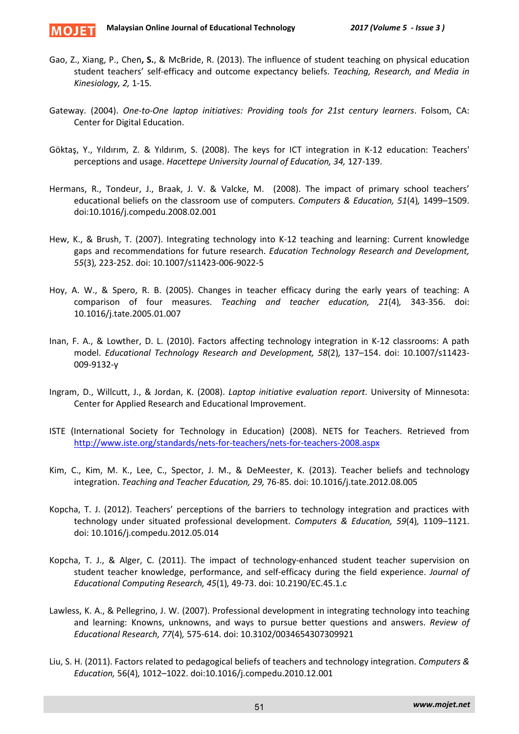Gao, Z., Xiang, P., Chen**, S.**, & McBride, R. (2013). The influence of student teaching on physical education student teachers' self-efficacy and outcome expectancy beliefs. *Teaching, Research, and Media in Kinesiology, 2,* 1-15*.*

Gateway. (2004). *One-to-One laptop initiatives: Providing tools for 21st century learners*. Folsom, CA: Center for Digital Education.

Göktaş, Y., Yıldırım, Z. & Yıldırım, S. (2008). The keys for ICT integration in K-12 education: Teachers' perceptions and usage. *Hacettepe University Journal of Education, 34,* 127-139.

Hermans, R., Tondeur, J., Braak, J. V. & Valcke, M. (2008). The impact of primary school teachers' educational beliefs on the classroom use of computers. *Computers & Education, 51*(4)*,* 1499–1509. doi:10.1016/j.compedu.2008.02.001

Hew, K., & Brush, T. (2007). Integrating technology into K-12 teaching and learning: Current knowledge gaps and recommendations for future research. *Education Technology Research and Development, 55*(3)*,* 223-252. doi: 10.1007/s11423-006-9022-5

Hoy, A. W., & Spero, R. B. (2005). Changes in teacher efficacy during the early years of teaching: A comparison of four measures. *Teaching and teacher education, 21*(4)*,* 343-356. doi: 10.1016/j.tate.2005.01.007

Inan, F. A., & Lowther, D. L. (2010). Factors affecting technology integration in K-12 classrooms: A path model. *Educational Technology Research and Development, 58*(2)*,* 137–154. doi: 10.1007/s11423-009-9132-y

Ingram, D., Willcutt, J., & Jordan, K. (2008). *Laptop initiative evaluation report*. University of Minnesota: Center for Applied Research and Educational Improvement.

ISTE (International Society for Technology in Education) (2008). NETS for Teachers. Retrieved from http://www.iste.org/standards/nets-for-teachers/nets-for-teachers-2008.aspx

Kim, C., Kim, M. K., Lee, C., Spector, J. M., & DeMeester, K. (2013). Teacher beliefs and technology integration. *Teaching and Teacher Education, 29,* 76-85. doi: 10.1016/j.tate.2012.08.005

Kopcha, T. J. (2012). Teachers' perceptions of the barriers to technology integration and practices with technology under situated professional development. *Computers & Education, 59*(4)*,* 1109–1121. doi: 10.1016/j.compedu.2012.05.014

Kopcha, T. J., & Alger, C. (2011). The impact of technology-enhanced student teacher supervision on student teacher knowledge, performance, and self-efficacy during the field experience. *Journal of Educational Computing Research, 45*(1)*,* 49-73. doi: 10.2190/EC.45.1.c

Lawless, K. A., & Pellegrino, J. W. (2007). Professional development in integrating technology into teaching and learning: Knowns, unknowns, and ways to pursue better questions and answers. *Review of Educational Research, 77*(4)*,* 575-614. doi: 10.3102/0034654307309921

Liu, S. H. (2011). Factors related to pedagogical beliefs of teachers and technology integration. *Computers & Education,* 56(4)*,* 1012–1022. doi:10.1016/j.compedu.2010.12.001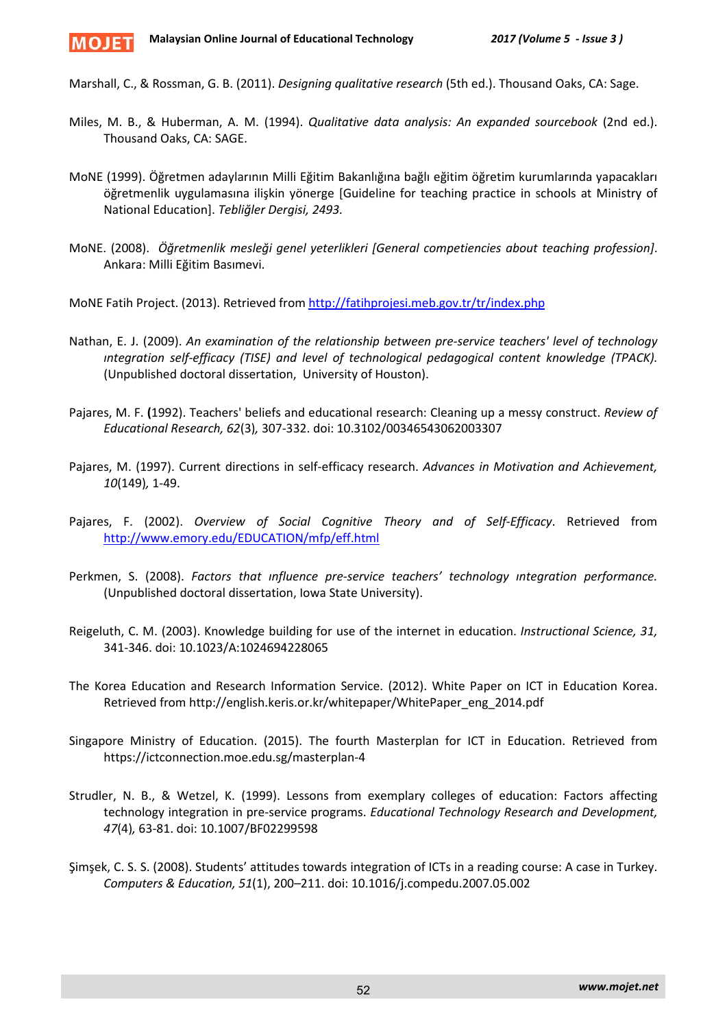Marshall, C., & Rossman, G. B. (2011). *Designing qualitative research* (5th ed.). Thousand Oaks, CA: Sage.

Miles, M. B., & Huberman, A. M. (1994). *Qualitative data analysis: An expanded sourcebook* (2nd ed.). Thousand Oaks, CA: SAGE.

MoNE (1999). Öğretmen adaylarının Milli Eğitim Bakanlığına bağlı eğitim öğretim kurumlarında yapacakları öğretmenlik uygulamasına ilişkin yönerge [Guideline for teaching practice in schools at Ministry of National Education]. *Tebliğler Dergisi, 2493.*

MoNE. (2008). *Öğretmenlik mesleği genel yeterlikleri [General competiencies about teaching profession]*. Ankara: Milli Eğitim Basımevi.

MoNE Fatih Project. (2013). Retrieved from http://fatihprojesi.meb.gov.tr/tr/index.php

Nathan, E. J. (2009). *An examination of the relationship between pre-service teachers' level of technology ıntegration self-efficacy (TISE) and level of technological pedagogical content knowledge (TPACK).* (Unpublished doctoral dissertation, University of Houston).

Pajares, M. F. **(**1992). Teachers' beliefs and educational research: Cleaning up a messy construct. *Review of Educational Research, 62*(3)*,* 307-332. doi: 10.3102/00346543062003307

Pajares, M. (1997). Current directions in self-efficacy research. *Advances in Motivation and Achievement, 10*(149)*,* 1-49.

Pajares, F. (2002). *Overview of Social Cognitive Theory and of Self-Efficacy*. Retrieved from http://www.emory.edu/EDUCATION/mfp/eff.html

Perkmen, S. (2008). *Factors that ınfluence pre-service teachers' technology ıntegration performance.* (Unpublished doctoral dissertation, Iowa State University).

Reigeluth, C. M. (2003). Knowledge building for use of the internet in education. *Instructional Science, 31,* 341-346. doi: 10.1023/A:1024694228065

The Korea Education and Research Information Service. (2012). White Paper on ICT in Education Korea. Retrieved from http://english.keris.or.kr/whitepaper/WhitePaper_eng_2014.pdf

Singapore Ministry of Education. (2015). The fourth Masterplan for ICT in Education. Retrieved from https://ictconnection.moe.edu.sg/masterplan-4

Strudler, N. B., & Wetzel, K. (1999). Lessons from exemplary colleges of education: Factors affecting technology integration in pre-service programs. *Educational Technology Research and Development, 47*(4)*,* 63-81. doi: 10.1007/BF02299598

Şimşek, C. S. S. (2008). Students' attitudes towards integration of ICTs in a reading course: A case in Turkey. *Computers & Education, 51*(1), 200–211. doi: 10.1016/j.compedu.2007.05.002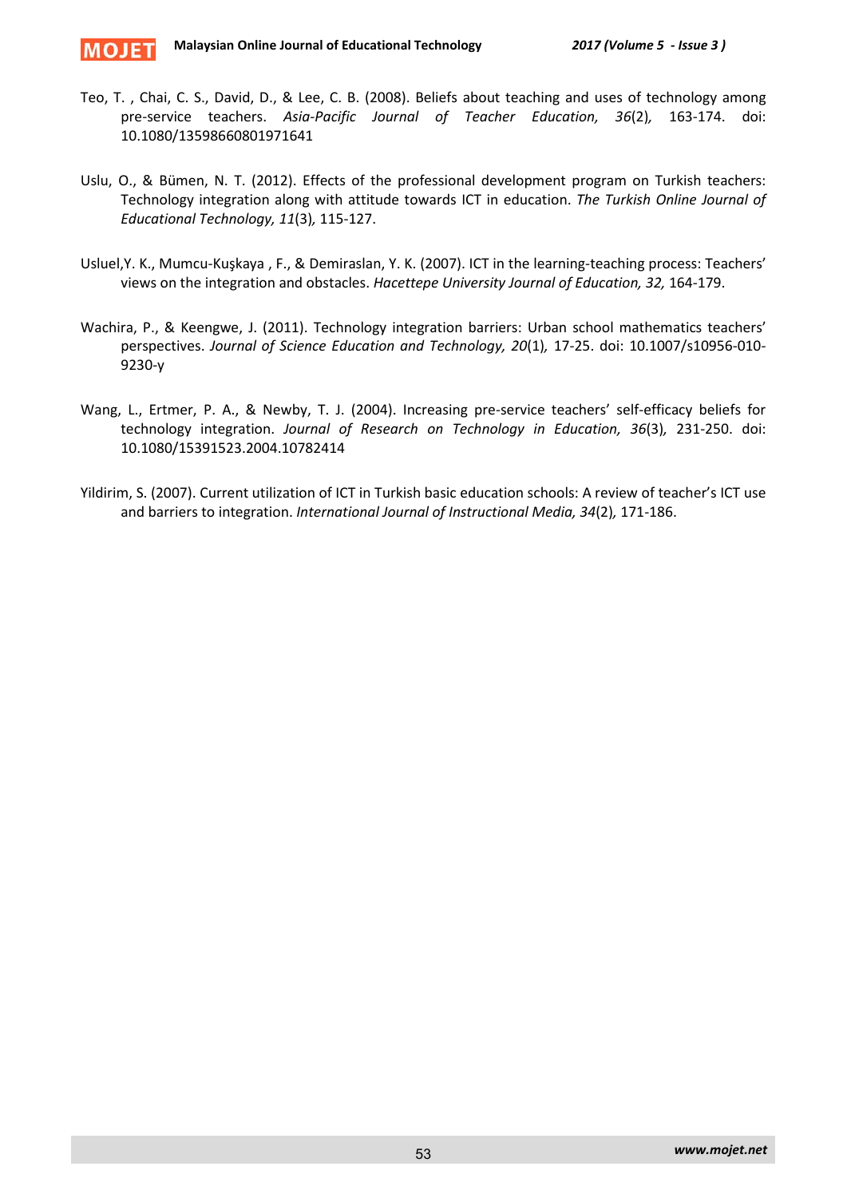Teo, T. , Chai, C. S., David, D., & Lee, C. B. (2008). Beliefs about teaching and uses of technology among pre-service teachers. *Asia-Pacific Journal of Teacher Education, 36*(2), 163-174. doi: 10.1080/13598660801971641

Uslu, O., & Bümen, N. T. (2012). Effects of the professional development program on Turkish teachers: Technology integration along with attitude towards ICT in education. *The Turkish Online Journal of Educational Technology, 11*(3), 115-127.

Usluel,Y. K., Mumcu-Kuşkaya , F., & Demiraslan, Y. K. (2007). ICT in the learning-teaching process: Teachers' views on the integration and obstacles. *Hacettepe University Journal of Education, 32,* 164-179.

Wachira, P., & Keengwe, J. (2011). Technology integration barriers: Urban school mathematics teachers' perspectives. *Journal of Science Education and Technology, 20*(1), 17-25. doi: 10.1007/s10956-010-9230-y

Wang, L., Ertmer, P. A., & Newby, T. J. (2004). Increasing pre-service teachers' self-efficacy beliefs for technology integration. *Journal of Research on Technology in Education, 36*(3), 231-250. doi: 10.1080/15391523.2004.10782414

Yildirim, S. (2007). Current utilization of ICT in Turkish basic education schools: A review of teacher's ICT use and barriers to integration. *International Journal of Instructional Media, 34*(2), 171-186.